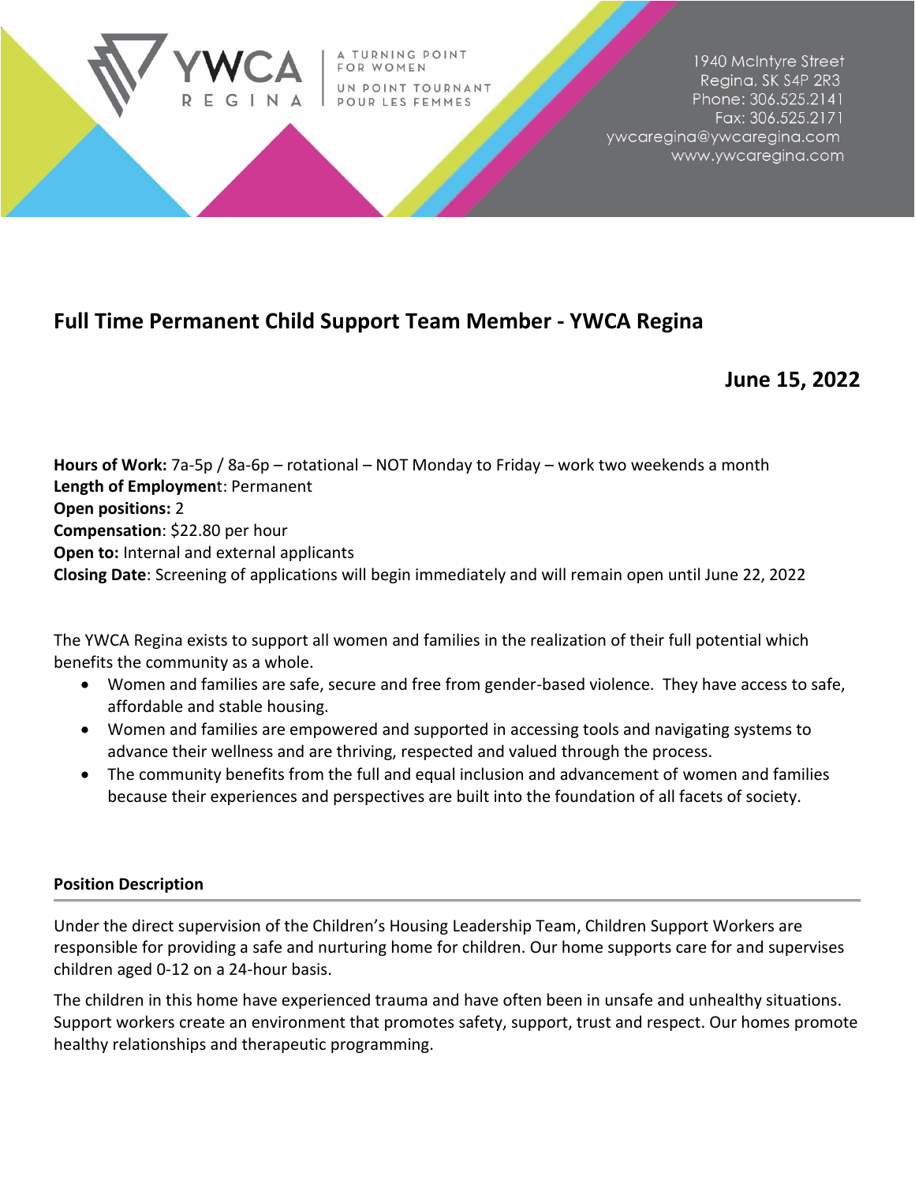YWCA REGINA | A TURNING POINT FOR WOMEN | UN POINT TOURNANT POUR LES FEMMES

1940 McIntyre Street
Regina, SK S4P 2R3
Phone: 306.525.2141
Fax: 306.525.2171
ywcaregina@ywcaregina.com
www.ywcaregina.com

# Full Time Permanent Child Support Team Member - YWCA Regina

**June 15, 2022**

**Hours of Work:** 7a-5p / 8a-6p – rotational – NOT Monday to Friday – work two weekends a month
**Length of Employment**: Permanent
**Open positions:** 2
**Compensation**: $22.80 per hour
**Open to:** Internal and external applicants
**Closing Date**: Screening of applications will begin immediately and will remain open until June 22, 2022

The YWCA Regina exists to support all women and families in the realization of their full potential which benefits the community as a whole.

- Women and families are safe, secure and free from gender-based violence. They have access to safe, affordable and stable housing.
- Women and families are empowered and supported in accessing tools and navigating systems to advance their wellness and are thriving, respected and valued through the process.
- The community benefits from the full and equal inclusion and advancement of women and families because their experiences and perspectives are built into the foundation of all facets of society.

## Position Description

Under the direct supervision of the Children's Housing Leadership Team, Children Support Workers are responsible for providing a safe and nurturing home for children. Our home supports care for and supervises children aged 0-12 on a 24-hour basis.

The children in this home have experienced trauma and have often been in unsafe and unhealthy situations. Support workers create an environment that promotes safety, support, trust and respect. Our homes promote healthy relationships and therapeutic programming.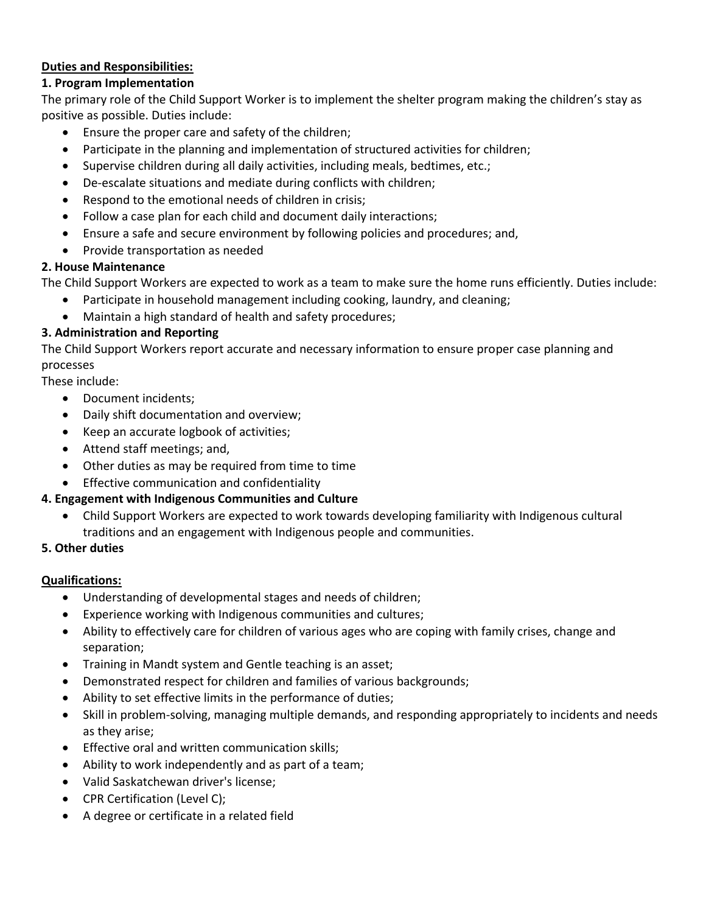**Duties and Responsibilities:**

**1. Program Implementation**

The primary role of the Child Support Worker is to implement the shelter program making the children's stay as positive as possible. Duties include:

- Ensure the proper care and safety of the children;
- Participate in the planning and implementation of structured activities for children;
- Supervise children during all daily activities, including meals, bedtimes, etc.;
- De-escalate situations and mediate during conflicts with children;
- Respond to the emotional needs of children in crisis;
- Follow a case plan for each child and document daily interactions;
- Ensure a safe and secure environment by following policies and procedures; and,
- Provide transportation as needed

**2. House Maintenance**

The Child Support Workers are expected to work as a team to make sure the home runs efficiently. Duties include:

- Participate in household management including cooking, laundry, and cleaning;
- Maintain a high standard of health and safety procedures;

**3. Administration and Reporting**

The Child Support Workers report accurate and necessary information to ensure proper case planning and processes

These include:

- Document incidents;
- Daily shift documentation and overview;
- Keep an accurate logbook of activities;
- Attend staff meetings; and,
- Other duties as may be required from time to time
- Effective communication and confidentiality

**4. Engagement with Indigenous Communities and Culture**

- Child Support Workers are expected to work towards developing familiarity with Indigenous cultural traditions and an engagement with Indigenous people and communities.

**5. Other duties**

**Qualifications:**

- Understanding of developmental stages and needs of children;
- Experience working with Indigenous communities and cultures;
- Ability to effectively care for children of various ages who are coping with family crises, change and separation;
- Training in Mandt system and Gentle teaching is an asset;
- Demonstrated respect for children and families of various backgrounds;
- Ability to set effective limits in the performance of duties;
- Skill in problem-solving, managing multiple demands, and responding appropriately to incidents and needs as they arise;
- Effective oral and written communication skills;
- Ability to work independently and as part of a team;
- Valid Saskatchewan driver's license;
- CPR Certification (Level C);
- A degree or certificate in a related field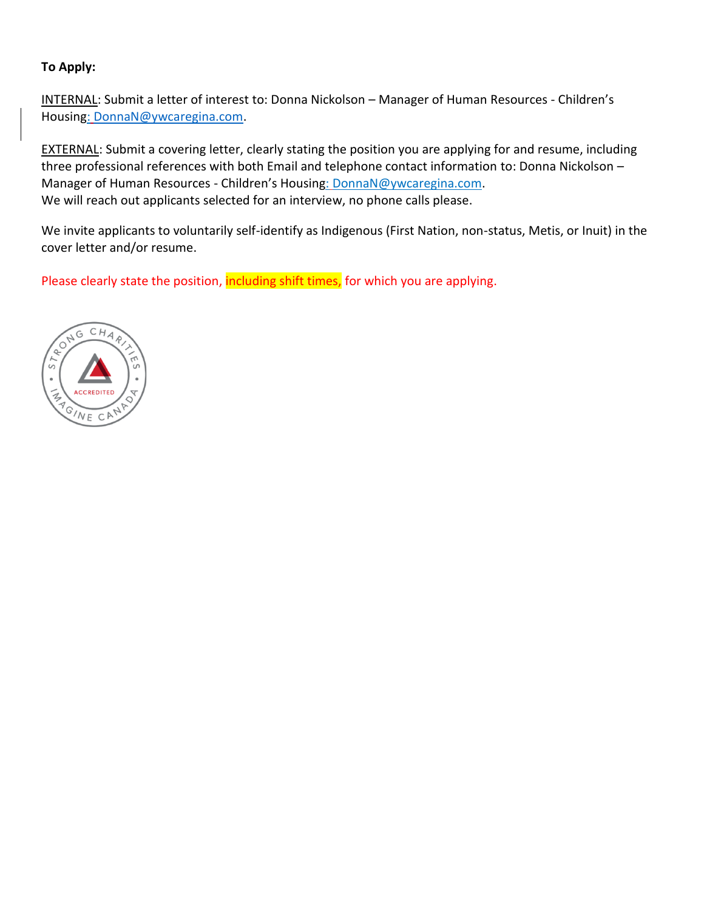**To Apply:**

INTERNAL: Submit a letter of interest to: Donna Nickolson – Manager of Human Resources - Children's Housing: DonnaN@ywcaregina.com.

EXTERNAL: Submit a covering letter, clearly stating the position you are applying for and resume, including three professional references with both Email and telephone contact information to: Donna Nickolson – Manager of Human Resources - Children's Housing: DonnaN@ywcaregina.com.
We will reach out applicants selected for an interview, no phone calls please.

We invite applicants to voluntarily self-identify as Indigenous (First Nation, non-status, Metis, or Inuit) in the cover letter and/or resume.

Please clearly state the position, including shift times, for which you are applying.

STRONG CHARITIES • ACCREDITED • IMAGINE CANADA